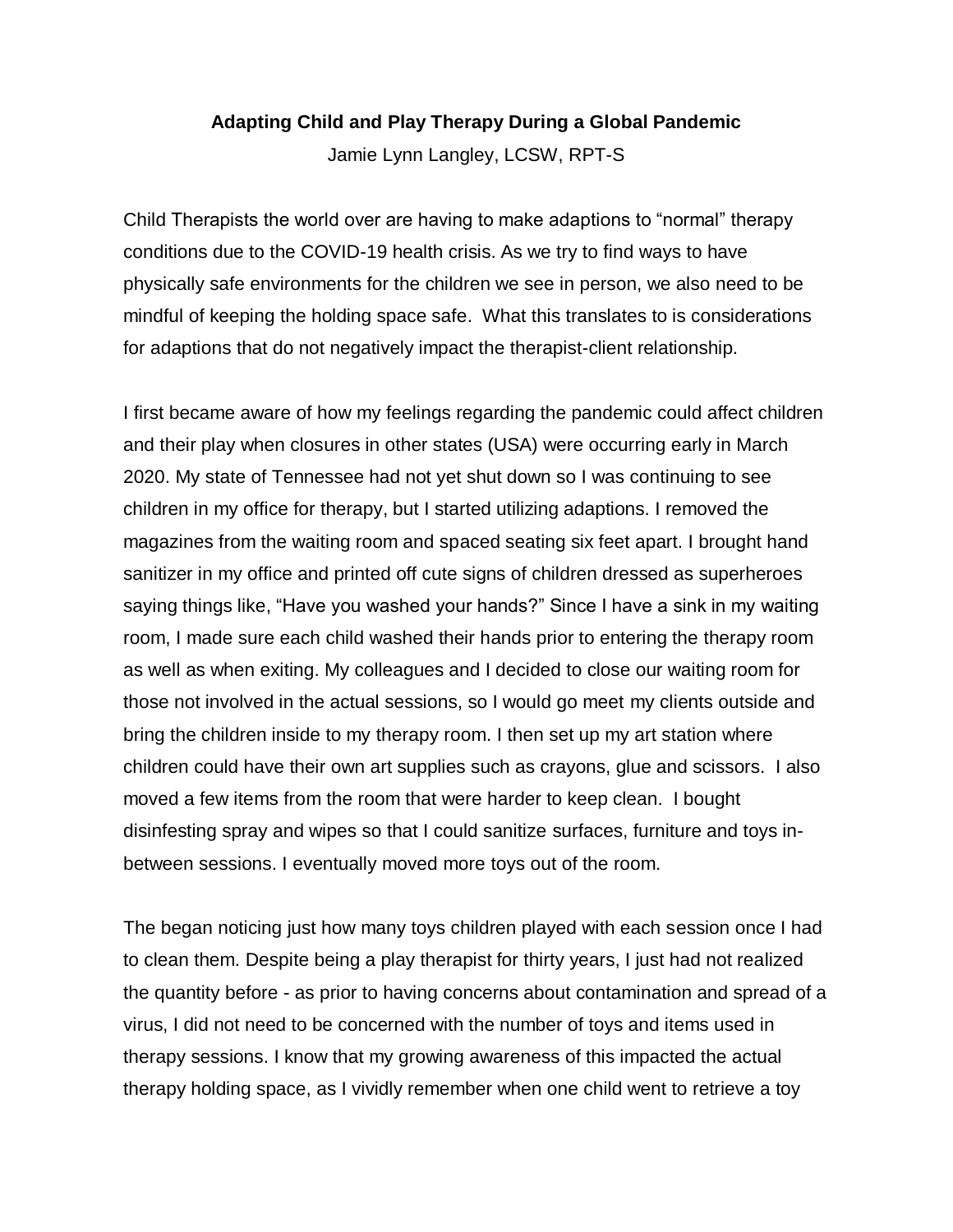# Adapting Child and Play Therapy During a Global Pandemic

Jamie Lynn Langley, LCSW, RPT-S

Child Therapists the world over are having to make adaptions to "normal" therapy conditions due to the COVID-19 health crisis. As we try to find ways to have physically safe environments for the children we see in person, we also need to be mindful of keeping the holding space safe. What this translates to is considerations for adaptions that do not negatively impact the therapist-client relationship.

I first became aware of how my feelings regarding the pandemic could affect children and their play when closures in other states (USA) were occurring early in March 2020. My state of Tennessee had not yet shut down so I was continuing to see children in my office for therapy, but I started utilizing adaptions. I removed the magazines from the waiting room and spaced seating six feet apart. I brought hand sanitizer in my office and printed off cute signs of children dressed as superheroes saying things like, "Have you washed your hands?" Since I have a sink in my waiting room, I made sure each child washed their hands prior to entering the therapy room as well as when exiting. My colleagues and I decided to close our waiting room for those not involved in the actual sessions, so I would go meet my clients outside and bring the children inside to my therapy room. I then set up my art station where children could have their own art supplies such as crayons, glue and scissors. I also moved a few items from the room that were harder to keep clean. I bought disinfesting spray and wipes so that I could sanitize surfaces, furniture and toys in-between sessions. I eventually moved more toys out of the room.

The began noticing just how many toys children played with each session once I had to clean them. Despite being a play therapist for thirty years, I just had not realized the quantity before - as prior to having concerns about contamination and spread of a virus, I did not need to be concerned with the number of toys and items used in therapy sessions. I know that my growing awareness of this impacted the actual therapy holding space, as I vividly remember when one child went to retrieve a toy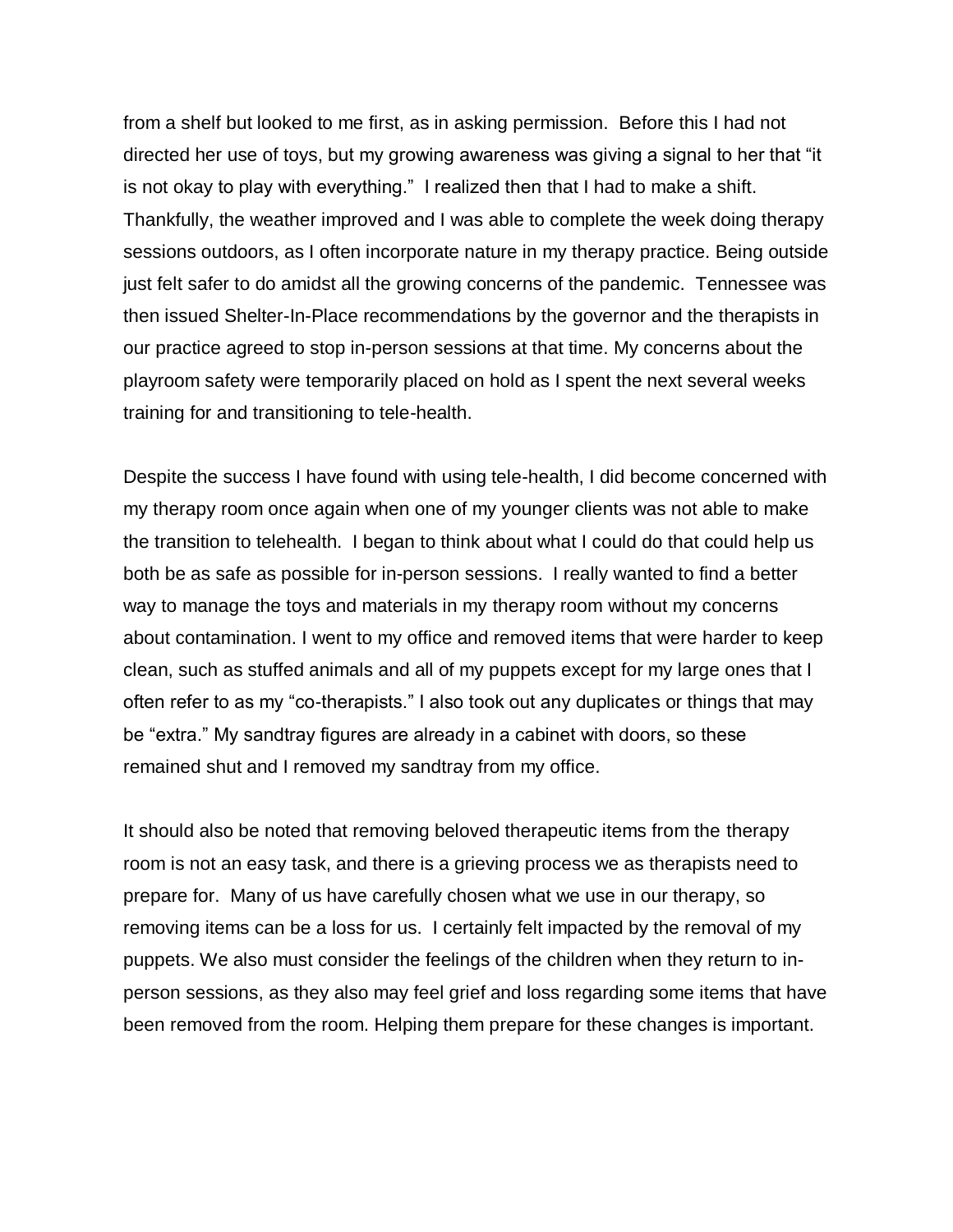from a shelf but looked to me first, as in asking permission. Before this I had not directed her use of toys, but my growing awareness was giving a signal to her that "it is not okay to play with everything." I realized then that I had to make a shift. Thankfully, the weather improved and I was able to complete the week doing therapy sessions outdoors, as I often incorporate nature in my therapy practice. Being outside just felt safer to do amidst all the growing concerns of the pandemic. Tennessee was then issued Shelter-In-Place recommendations by the governor and the therapists in our practice agreed to stop in-person sessions at that time. My concerns about the playroom safety were temporarily placed on hold as I spent the next several weeks training for and transitioning to tele-health.

Despite the success I have found with using tele-health, I did become concerned with my therapy room once again when one of my younger clients was not able to make the transition to telehealth. I began to think about what I could do that could help us both be as safe as possible for in-person sessions. I really wanted to find a better way to manage the toys and materials in my therapy room without my concerns about contamination. I went to my office and removed items that were harder to keep clean, such as stuffed animals and all of my puppets except for my large ones that I often refer to as my "co-therapists." I also took out any duplicates or things that may be "extra." My sandtray figures are already in a cabinet with doors, so these remained shut and I removed my sandtray from my office.

It should also be noted that removing beloved therapeutic items from the therapy room is not an easy task, and there is a grieving process we as therapists need to prepare for. Many of us have carefully chosen what we use in our therapy, so removing items can be a loss for us. I certainly felt impacted by the removal of my puppets. We also must consider the feelings of the children when they return to in-person sessions, as they also may feel grief and loss regarding some items that have been removed from the room. Helping them prepare for these changes is important.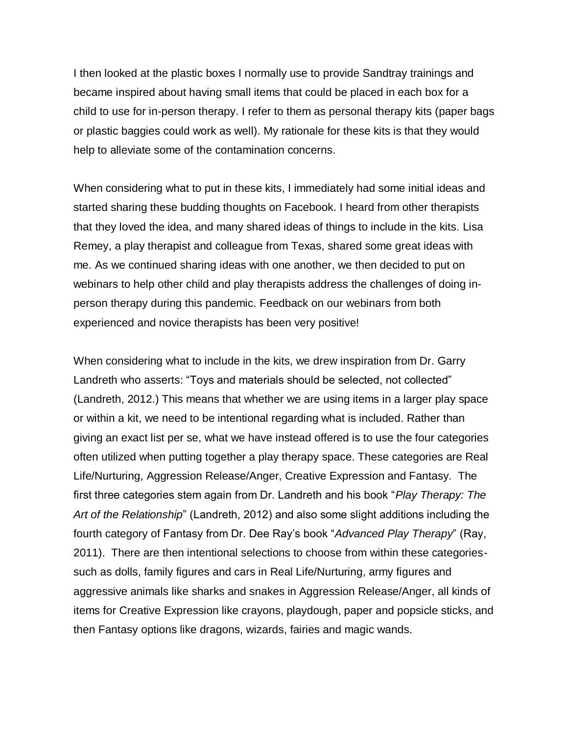I then looked at the plastic boxes I normally use to provide Sandtray trainings and became inspired about having small items that could be placed in each box for a child to use for in-person therapy. I refer to them as personal therapy kits (paper bags or plastic baggies could work as well). My rationale for these kits is that they would help to alleviate some of the contamination concerns.

When considering what to put in these kits, I immediately had some initial ideas and started sharing these budding thoughts on Facebook. I heard from other therapists that they loved the idea, and many shared ideas of things to include in the kits. Lisa Remey, a play therapist and colleague from Texas, shared some great ideas with me. As we continued sharing ideas with one another, we then decided to put on webinars to help other child and play therapists address the challenges of doing in-person therapy during this pandemic. Feedback on our webinars from both experienced and novice therapists has been very positive!

When considering what to include in the kits, we drew inspiration from Dr. Garry Landreth who asserts: "Toys and materials should be selected, not collected" (Landreth, 2012.) This means that whether we are using items in a larger play space or within a kit, we need to be intentional regarding what is included. Rather than giving an exact list per se, what we have instead offered is to use the four categories often utilized when putting together a play therapy space. These categories are Real Life/Nurturing, Aggression Release/Anger, Creative Expression and Fantasy. The first three categories stem again from Dr. Landreth and his book "*Play Therapy: The Art of the Relationship*" (Landreth, 2012) and also some slight additions including the fourth category of Fantasy from Dr. Dee Ray's book "*Advanced Play Therapy*" (Ray, 2011). There are then intentional selections to choose from within these categories- such as dolls, family figures and cars in Real Life/Nurturing, army figures and aggressive animals like sharks and snakes in Aggression Release/Anger, all kinds of items for Creative Expression like crayons, playdough, paper and popsicle sticks, and then Fantasy options like dragons, wizards, fairies and magic wands.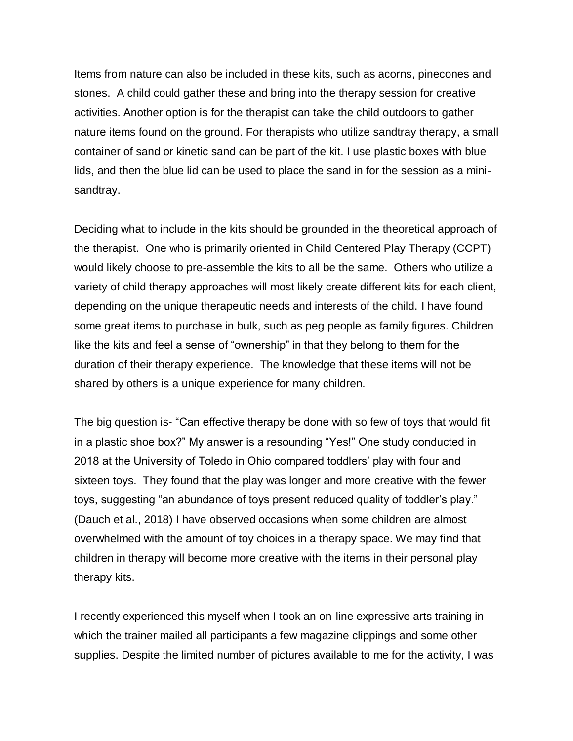Items from nature can also be included in these kits, such as acorns, pinecones and stones. A child could gather these and bring into the therapy session for creative activities. Another option is for the therapist can take the child outdoors to gather nature items found on the ground. For therapists who utilize sandtray therapy, a small container of sand or kinetic sand can be part of the kit. I use plastic boxes with blue lids, and then the blue lid can be used to place the sand in for the session as a mini-sandtray.

Deciding what to include in the kits should be grounded in the theoretical approach of the therapist. One who is primarily oriented in Child Centered Play Therapy (CCPT) would likely choose to pre-assemble the kits to all be the same. Others who utilize a variety of child therapy approaches will most likely create different kits for each client, depending on the unique therapeutic needs and interests of the child. I have found some great items to purchase in bulk, such as peg people as family figures. Children like the kits and feel a sense of "ownership" in that they belong to them for the duration of their therapy experience. The knowledge that these items will not be shared by others is a unique experience for many children.

The big question is- "Can effective therapy be done with so few of toys that would fit in a plastic shoe box?" My answer is a resounding "Yes!" One study conducted in 2018 at the University of Toledo in Ohio compared toddlers' play with four and sixteen toys. They found that the play was longer and more creative with the fewer toys, suggesting "an abundance of toys present reduced quality of toddler's play." (Dauch et al., 2018) I have observed occasions when some children are almost overwhelmed with the amount of toy choices in a therapy space. We may find that children in therapy will become more creative with the items in their personal play therapy kits.

I recently experienced this myself when I took an on-line expressive arts training in which the trainer mailed all participants a few magazine clippings and some other supplies. Despite the limited number of pictures available to me for the activity, I was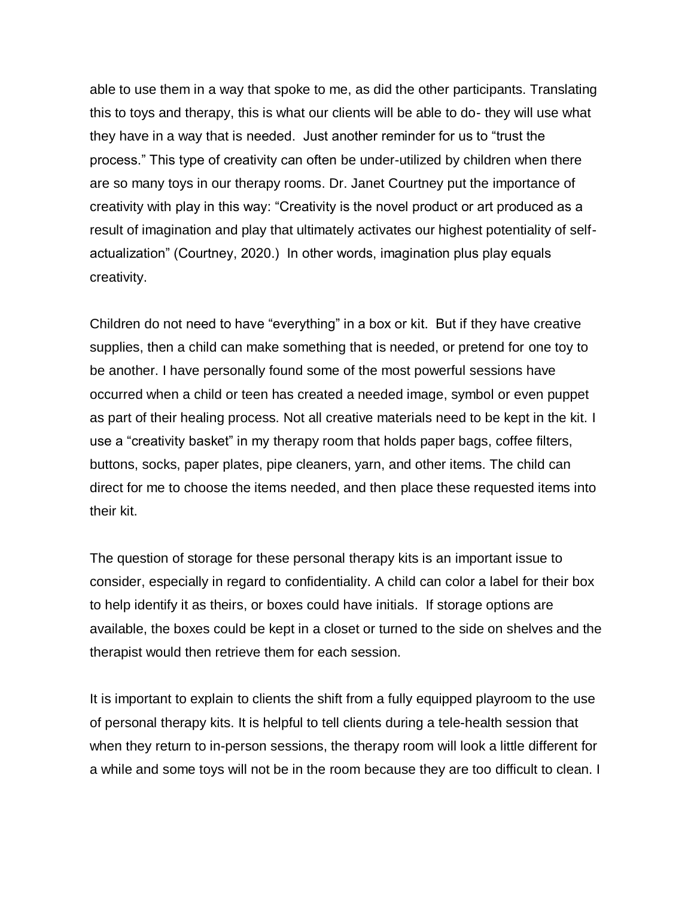able to use them in a way that spoke to me, as did the other participants. Translating this to toys and therapy, this is what our clients will be able to do- they will use what they have in a way that is needed. Just another reminder for us to "trust the process." This type of creativity can often be under-utilized by children when there are so many toys in our therapy rooms. Dr. Janet Courtney put the importance of creativity with play in this way: "Creativity is the novel product or art produced as a result of imagination and play that ultimately activates our highest potentiality of self-actualization" (Courtney, 2020.) In other words, imagination plus play equals creativity.

Children do not need to have "everything" in a box or kit. But if they have creative supplies, then a child can make something that is needed, or pretend for one toy to be another. I have personally found some of the most powerful sessions have occurred when a child or teen has created a needed image, symbol or even puppet as part of their healing process. Not all creative materials need to be kept in the kit. I use a "creativity basket" in my therapy room that holds paper bags, coffee filters, buttons, socks, paper plates, pipe cleaners, yarn, and other items. The child can direct for me to choose the items needed, and then place these requested items into their kit.

The question of storage for these personal therapy kits is an important issue to consider, especially in regard to confidentiality. A child can color a label for their box to help identify it as theirs, or boxes could have initials. If storage options are available, the boxes could be kept in a closet or turned to the side on shelves and the therapist would then retrieve them for each session.

It is important to explain to clients the shift from a fully equipped playroom to the use of personal therapy kits. It is helpful to tell clients during a tele-health session that when they return to in-person sessions, the therapy room will look a little different for a while and some toys will not be in the room because they are too difficult to clean. I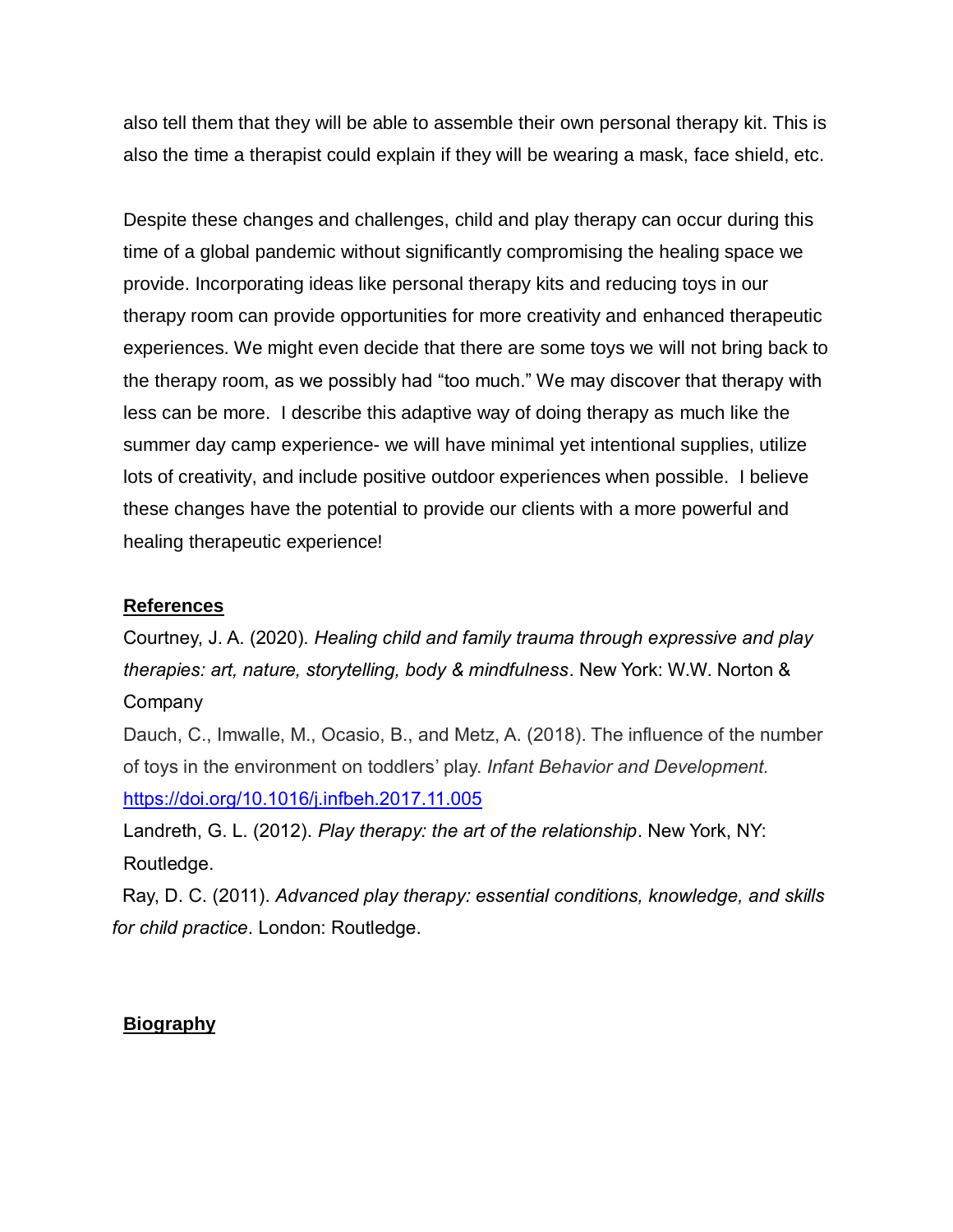also tell them that they will be able to assemble their own personal therapy kit. This is also the time a therapist could explain if they will be wearing a mask, face shield, etc.

Despite these changes and challenges, child and play therapy can occur during this time of a global pandemic without significantly compromising the healing space we provide. Incorporating ideas like personal therapy kits and reducing toys in our therapy room can provide opportunities for more creativity and enhanced therapeutic experiences. We might even decide that there are some toys we will not bring back to the therapy room, as we possibly had "too much." We may discover that therapy with less can be more. I describe this adaptive way of doing therapy as much like the summer day camp experience- we will have minimal yet intentional supplies, utilize lots of creativity, and include positive outdoor experiences when possible. I believe these changes have the potential to provide our clients with a more powerful and healing therapeutic experience!

## References

Courtney, J. A. (2020). *Healing child and family trauma through expressive and play therapies: art, nature, storytelling, body & mindfulness*. New York: W.W. Norton & Company

Dauch, C., Imwalle, M., Ocasio, B., and Metz, A. (2018). The influence of the number of toys in the environment on toddlers' play. *Infant Behavior and Development.* https://doi.org/10.1016/j.infbeh.2017.11.005

Landreth, G. L. (2012). *Play therapy: the art of the relationship*. New York, NY: Routledge.

Ray, D. C. (2011). *Advanced play therapy: essential conditions, knowledge, and skills for child practice*. London: Routledge.

## Biography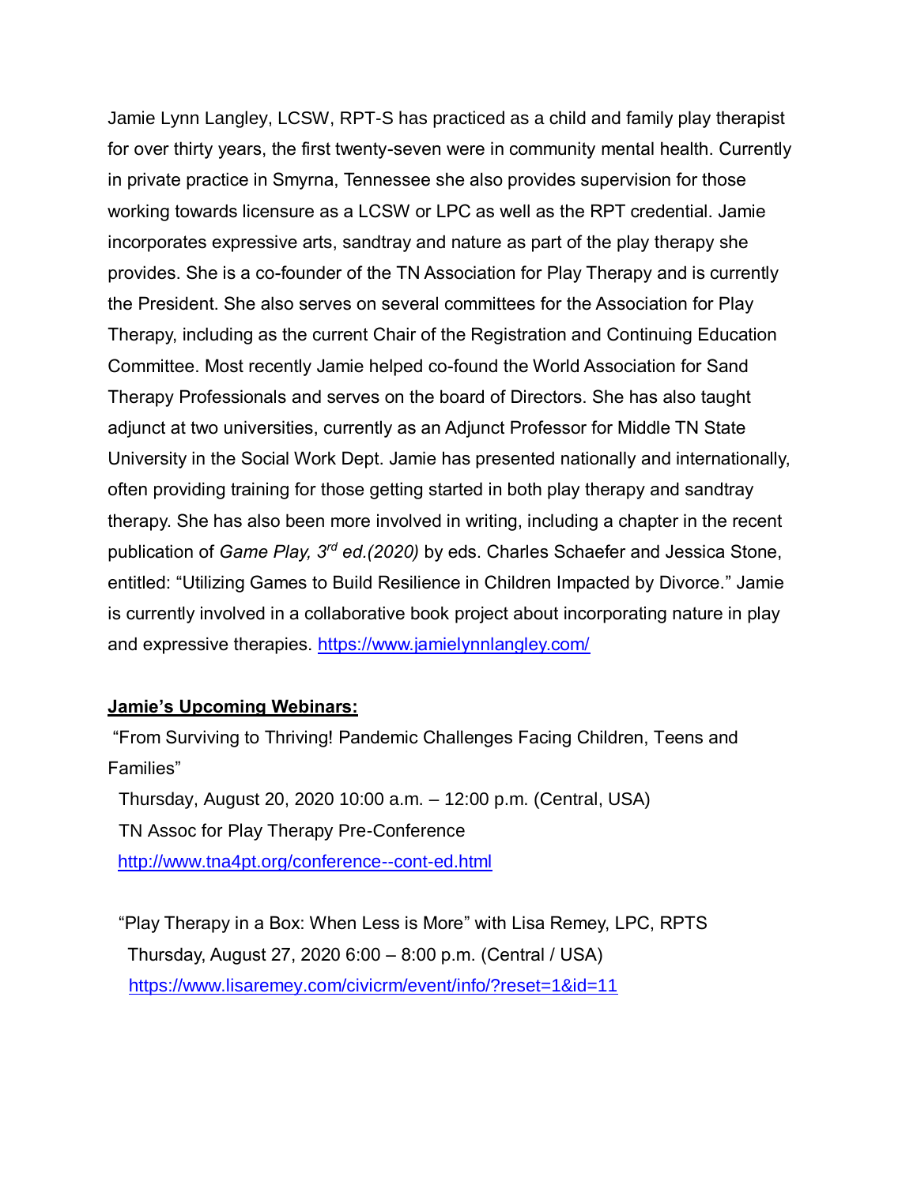Jamie Lynn Langley, LCSW, RPT-S has practiced as a child and family play therapist for over thirty years, the first twenty-seven were in community mental health. Currently in private practice in Smyrna, Tennessee she also provides supervision for those working towards licensure as a LCSW or LPC as well as the RPT credential. Jamie incorporates expressive arts, sandtray and nature as part of the play therapy she provides. She is a co-founder of the TN Association for Play Therapy and is currently the President. She also serves on several committees for the Association for Play Therapy, including as the current Chair of the Registration and Continuing Education Committee. Most recently Jamie helped co-found the World Association for Sand Therapy Professionals and serves on the board of Directors. She has also taught adjunct at two universities, currently as an Adjunct Professor for Middle TN State University in the Social Work Dept. Jamie has presented nationally and internationally, often providing training for those getting started in both play therapy and sandtray therapy. She has also been more involved in writing, including a chapter in the recent publication of *Game Play, 3rd ed.(2020)* by eds. Charles Schaefer and Jessica Stone, entitled: "Utilizing Games to Build Resilience in Children Impacted by Divorce." Jamie is currently involved in a collaborative book project about incorporating nature in play and expressive therapies. https://www.jamielynnlangley.com/

**Jamie's Upcoming Webinars:**

"From Surviving to Thriving! Pandemic Challenges Facing Children, Teens and Families"
Thursday, August 20, 2020 10:00 a.m. – 12:00 p.m. (Central, USA)
TN Assoc for Play Therapy Pre-Conference
http://www.tna4pt.org/conference--cont-ed.html

"Play Therapy in a Box: When Less is More" with Lisa Remey, LPC, RPTS
Thursday, August 27, 2020 6:00 – 8:00 p.m. (Central / USA)
https://www.lisaremey.com/civicrm/event/info/?reset=1&id=11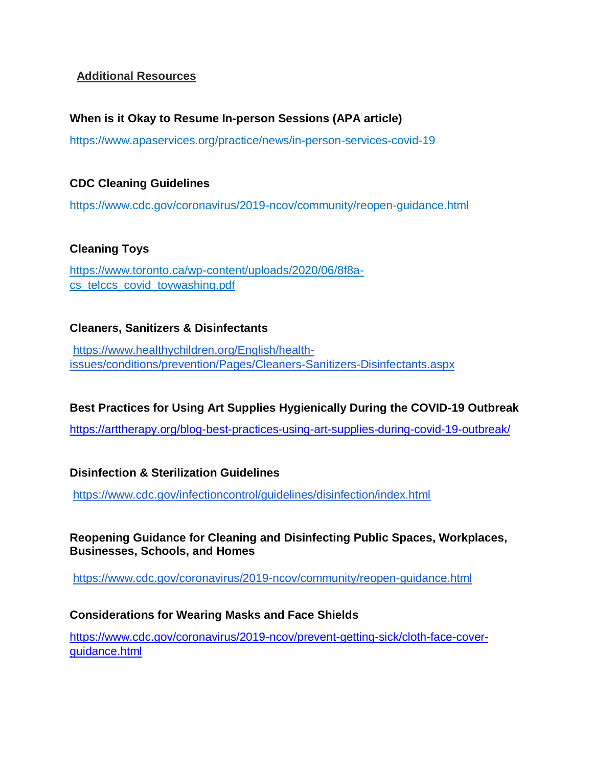## Additional Resources

**When is it Okay to Resume In-person Sessions (APA article)**

https://www.apaservices.org/practice/news/in-person-services-covid-19

**CDC Cleaning Guidelines**

https://www.cdc.gov/coronavirus/2019-ncov/community/reopen-guidance.html

**Cleaning Toys**

https://www.toronto.ca/wp-content/uploads/2020/06/8f8a-cs_telccs_covid_toywashing.pdf

**Cleaners, Sanitizers & Disinfectants**

https://www.healthychildren.org/English/health-issues/conditions/prevention/Pages/Cleaners-Sanitizers-Disinfectants.aspx

**Best Practices for Using Art Supplies Hygienically During the COVID-19 Outbreak**

https://arttherapy.org/blog-best-practices-using-art-supplies-during-covid-19-outbreak/

**Disinfection & Sterilization Guidelines**

https://www.cdc.gov/infectioncontrol/guidelines/disinfection/index.html

**Reopening Guidance for Cleaning and Disinfecting Public Spaces, Workplaces, Businesses, Schools, and Homes**

https://www.cdc.gov/coronavirus/2019-ncov/community/reopen-guidance.html

**Considerations for Wearing Masks and Face Shields**

https://www.cdc.gov/coronavirus/2019-ncov/prevent-getting-sick/cloth-face-cover-guidance.html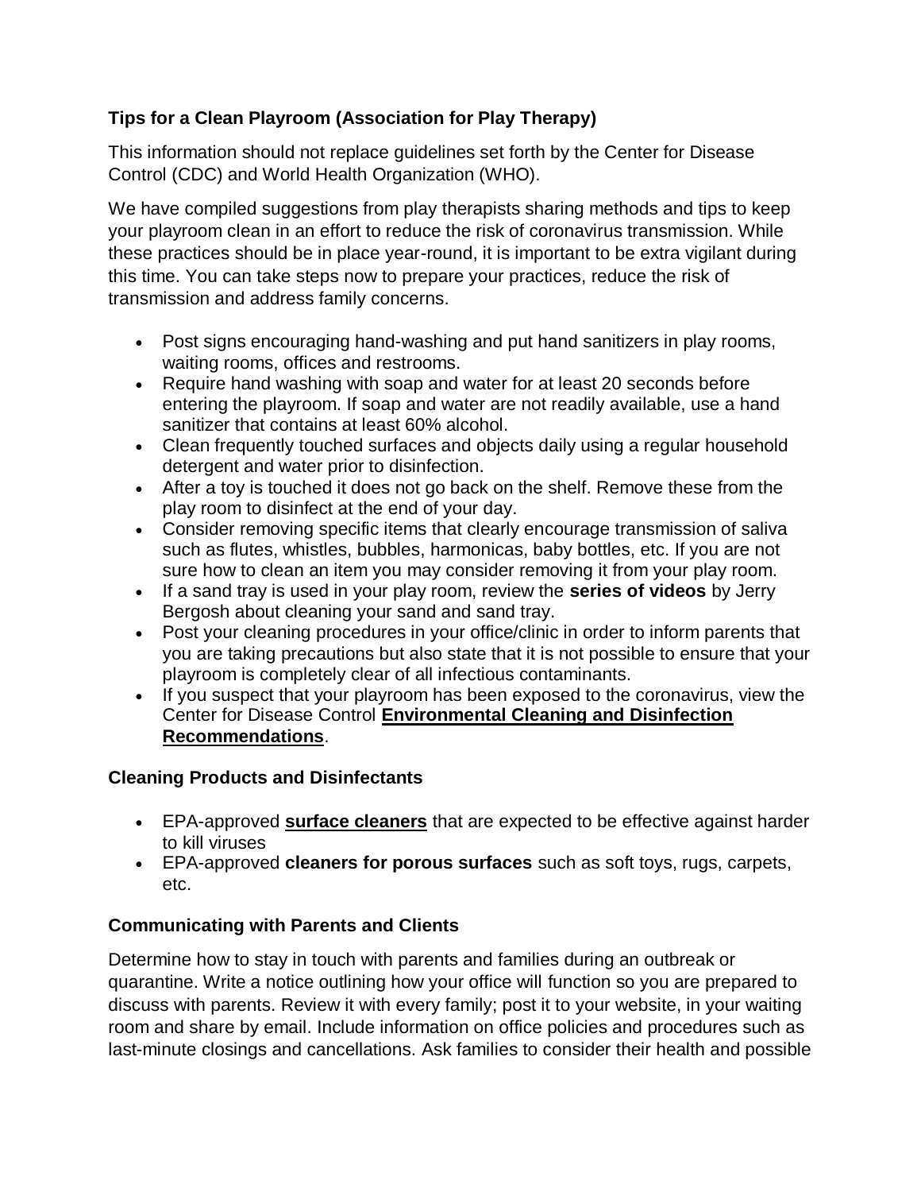### Tips for a Clean Playroom (Association for Play Therapy)

This information should not replace guidelines set forth by the Center for Disease Control (CDC) and World Health Organization (WHO).

We have compiled suggestions from play therapists sharing methods and tips to keep your playroom clean in an effort to reduce the risk of coronavirus transmission. While these practices should be in place year-round, it is important to be extra vigilant during this time. You can take steps now to prepare your practices, reduce the risk of transmission and address family concerns.

- Post signs encouraging hand-washing and put hand sanitizers in play rooms, waiting rooms, offices and restrooms.
- Require hand washing with soap and water for at least 20 seconds before entering the playroom. If soap and water are not readily available, use a hand sanitizer that contains at least 60% alcohol.
- Clean frequently touched surfaces and objects daily using a regular household detergent and water prior to disinfection.
- After a toy is touched it does not go back on the shelf. Remove these from the play room to disinfect at the end of your day.
- Consider removing specific items that clearly encourage transmission of saliva such as flutes, whistles, bubbles, harmonicas, baby bottles, etc. If you are not sure how to clean an item you may consider removing it from your play room.
- If a sand tray is used in your play room, review the **series of videos** by Jerry Bergosh about cleaning your sand and sand tray.
- Post your cleaning procedures in your office/clinic in order to inform parents that you are taking precautions but also state that it is not possible to ensure that your playroom is completely clear of all infectious contaminants.
- If you suspect that your playroom has been exposed to the coronavirus, view the Center for Disease Control **Environmental Cleaning and Disinfection Recommendations**.

### Cleaning Products and Disinfectants

- EPA-approved **surface cleaners** that are expected to be effective against harder to kill viruses
- EPA-approved **cleaners for porous surfaces** such as soft toys, rugs, carpets, etc.

### Communicating with Parents and Clients

Determine how to stay in touch with parents and families during an outbreak or quarantine. Write a notice outlining how your office will function so you are prepared to discuss with parents. Review it with every family; post it to your website, in your waiting room and share by email. Include information on office policies and procedures such as last-minute closings and cancellations. Ask families to consider their health and possible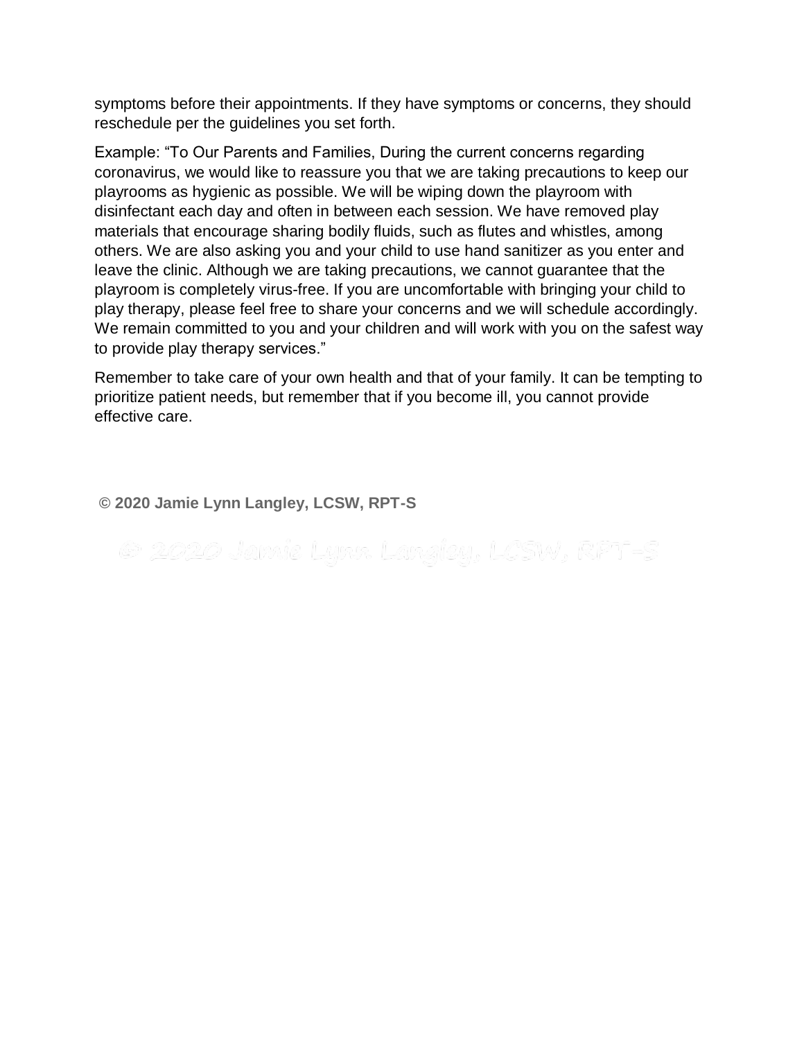symptoms before their appointments. If they have symptoms or concerns, they should reschedule per the guidelines you set forth.

Example: "To Our Parents and Families, During the current concerns regarding coronavirus, we would like to reassure you that we are taking precautions to keep our playrooms as hygienic as possible. We will be wiping down the playroom with disinfectant each day and often in between each session. We have removed play materials that encourage sharing bodily fluids, such as flutes and whistles, among others. We are also asking you and your child to use hand sanitizer as you enter and leave the clinic. Although we are taking precautions, we cannot guarantee that the playroom is completely virus-free. If you are uncomfortable with bringing your child to play therapy, please feel free to share your concerns and we will schedule accordingly. We remain committed to you and your children and will work with you on the safest way to provide play therapy services."

Remember to take care of your own health and that of your family. It can be tempting to prioritize patient needs, but remember that if you become ill, you cannot provide effective care.

**© 2020 Jamie Lynn Langley, LCSW, RPT-S**